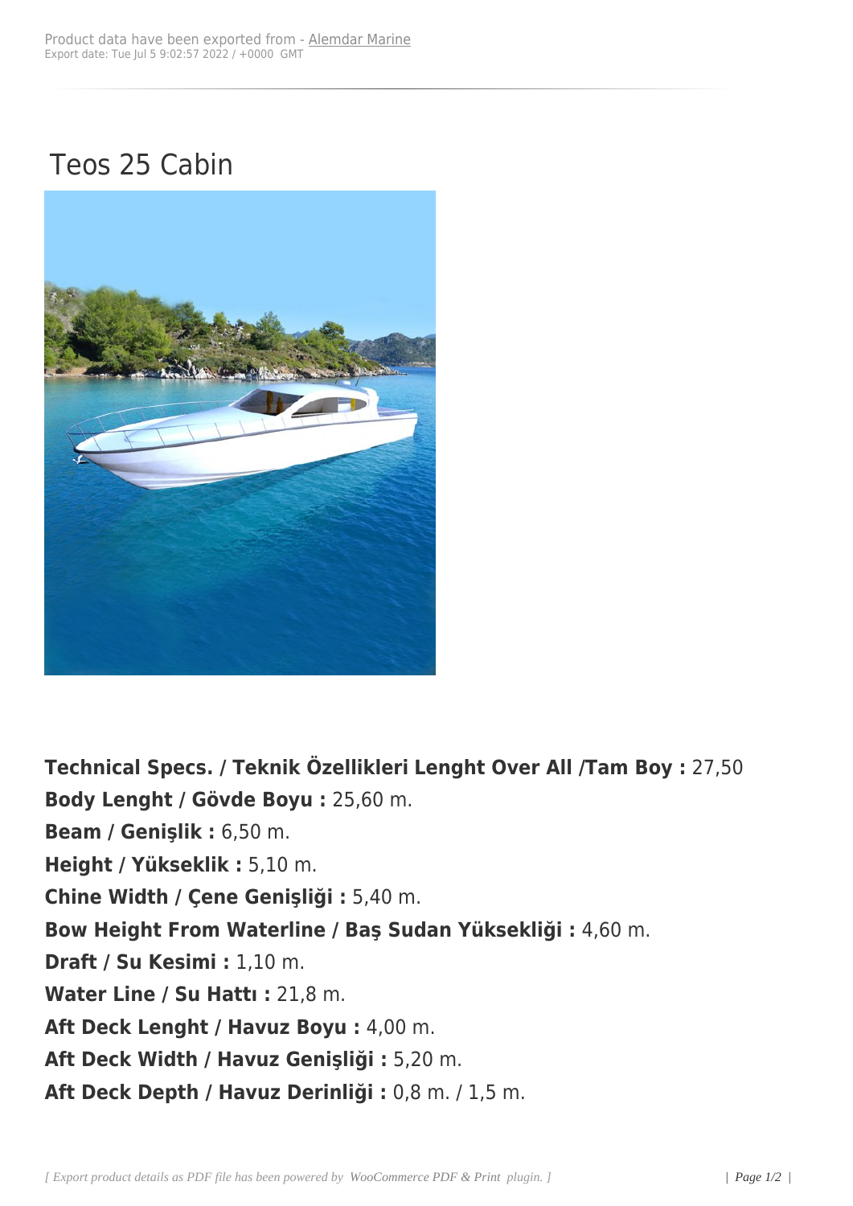# Teos 25 Cabin

**Technical Specs. / Teknik Özellikleri Lenght Over All /Tam Boy :** 27,50
**Body Lenght / Gövde Boyu :** 25,60 m.
**Beam / Genişlik :** 6,50 m.
**Height / Yükseklik :** 5,10 m.
**Chine Width / Çene Genişliği :** 5,40 m.
**Bow Height From Waterline / Baş Sudan Yüksekliği :** 4,60 m.
**Draft / Su Kesimi :** 1,10 m.
**Water Line / Su Hattı :** 21,8 m.
**Aft Deck Lenght / Havuz Boyu :** 4,00 m.
**Aft Deck Width / Havuz Genişliği :** 5,20 m.
**Aft Deck Depth / Havuz Derinliği :** 0,8 m. / 1,5 m.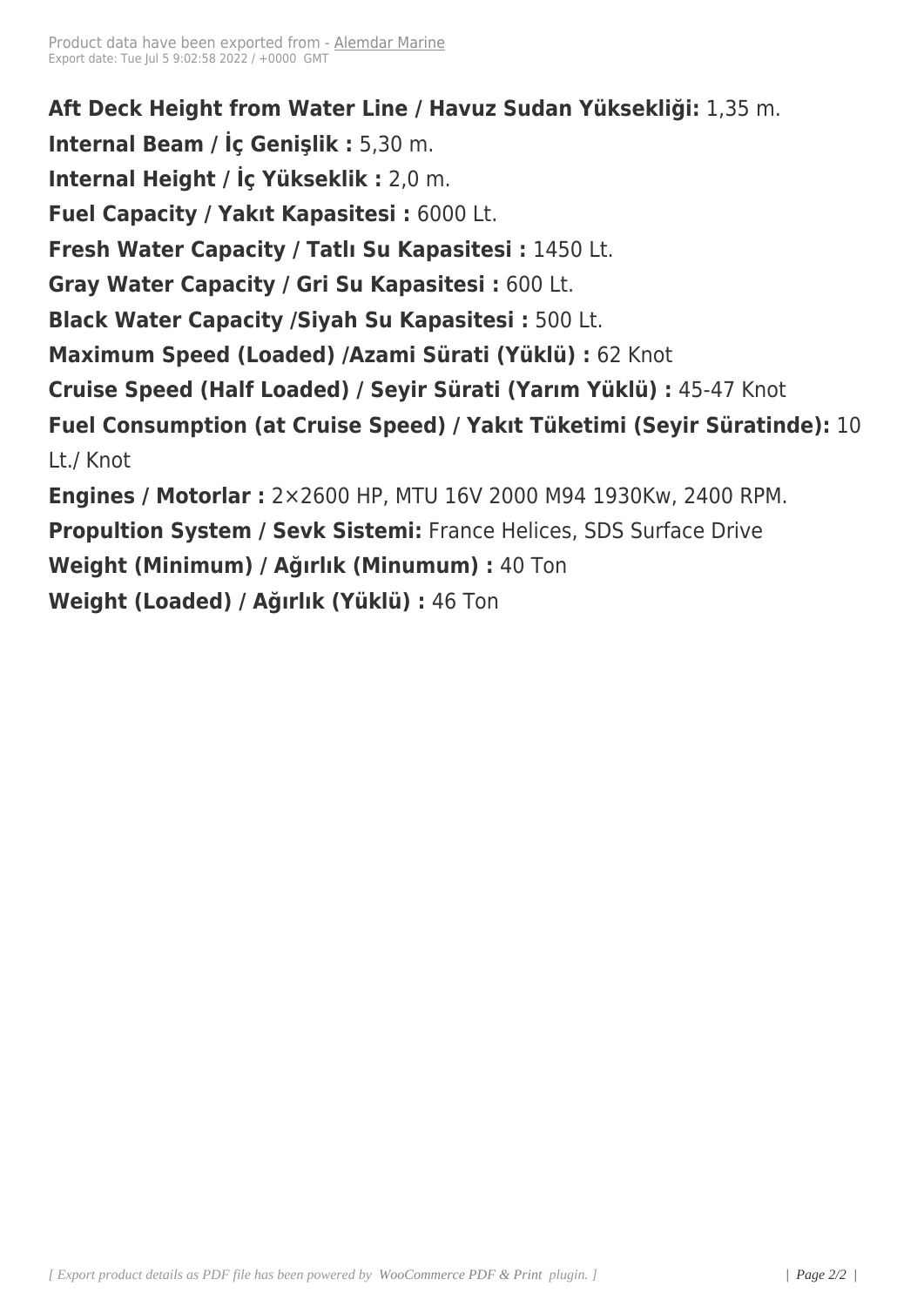**Aft Deck Height from Water Line / Havuz Sudan Yüksekliği:** 1,35 m.
**Internal Beam / İç Genişlik :** 5,30 m.
**Internal Height / İç Yükseklik :** 2,0 m.
**Fuel Capacity / Yakıt Kapasitesi :** 6000 Lt.
**Fresh Water Capacity / Tatlı Su Kapasitesi :** 1450 Lt.
**Gray Water Capacity / Gri Su Kapasitesi :** 600 Lt.
**Black Water Capacity /Siyah Su Kapasitesi :** 500 Lt.
**Maximum Speed (Loaded) /Azami Sürati (Yüklü) :** 62 Knot
**Cruise Speed (Half Loaded) / Seyir Sürati (Yarım Yüklü) :** 45-47 Knot
**Fuel Consumption (at Cruise Speed) / Yakıt Tüketimi (Seyir Süratinde):** 10 Lt./ Knot
**Engines / Motorlar :** 2×2600 HP, MTU 16V 2000 M94 1930Kw, 2400 RPM.
**Propultion System / Sevk Sistemi:** France Helices, SDS Surface Drive
**Weight (Minimum) / Ağırlık (Minumum) :** 40 Ton
**Weight (Loaded) / Ağırlık (Yüklü) :** 46 Ton